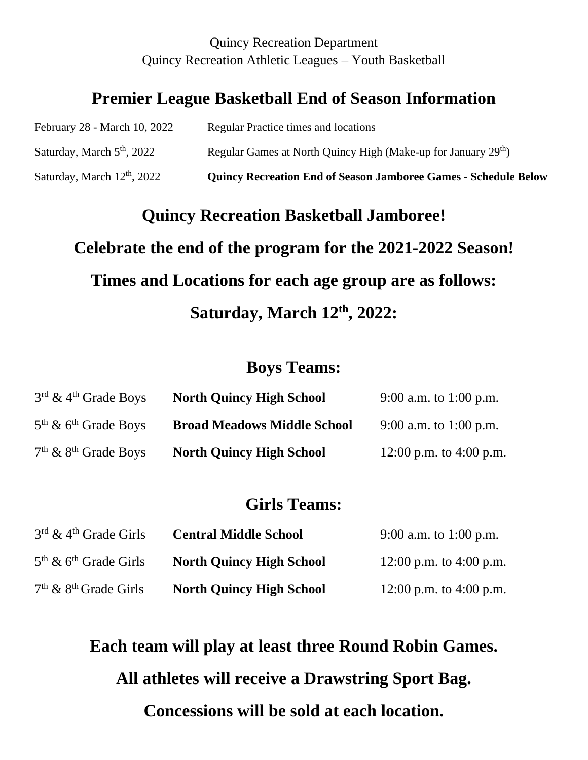Quincy Recreation Department

Quincy Recreation Athletic Leagues – Youth Basketball

# Premier League Basketball End of Season Information

| | |
|---|---|
| February 28 - March 10, 2022 | Regular Practice times and locations |
| Saturday, March 5th, 2022 | Regular Games at North Quincy High (Make-up for January 29th) |
| Saturday, March 12th, 2022 | **Quincy Recreation End of Season Jamboree Games - Schedule Below** |

## Quincy Recreation Basketball Jamboree!

## Celebrate the end of the program for the 2021-2022 Season!

## Times and Locations for each age group are as follows:

## Saturday, March 12th, 2022:

## Boys Teams:

| | | |
|---|---|---|
| 3rd & 4th Grade Boys | **North Quincy High School** | 9:00 a.m. to 1:00 p.m. |
| 5th & 6th Grade Boys | **Broad Meadows Middle School** | 9:00 a.m. to 1:00 p.m. |
| 7th & 8th Grade Boys | **North Quincy High School** | 12:00 p.m. to 4:00 p.m. |

## Girls Teams:

| | | |
|---|---|---|
| 3rd & 4th Grade Girls | **Central Middle School** | 9:00 a.m. to 1:00 p.m. |
| 5th & 6th Grade Girls | **North Quincy High School** | 12:00 p.m. to 4:00 p.m. |
| 7th & 8th Grade Girls | **North Quincy High School** | 12:00 p.m. to 4:00 p.m. |

**Each team will play at least three Round Robin Games.**

**All athletes will receive a Drawstring Sport Bag.**

**Concessions will be sold at each location.**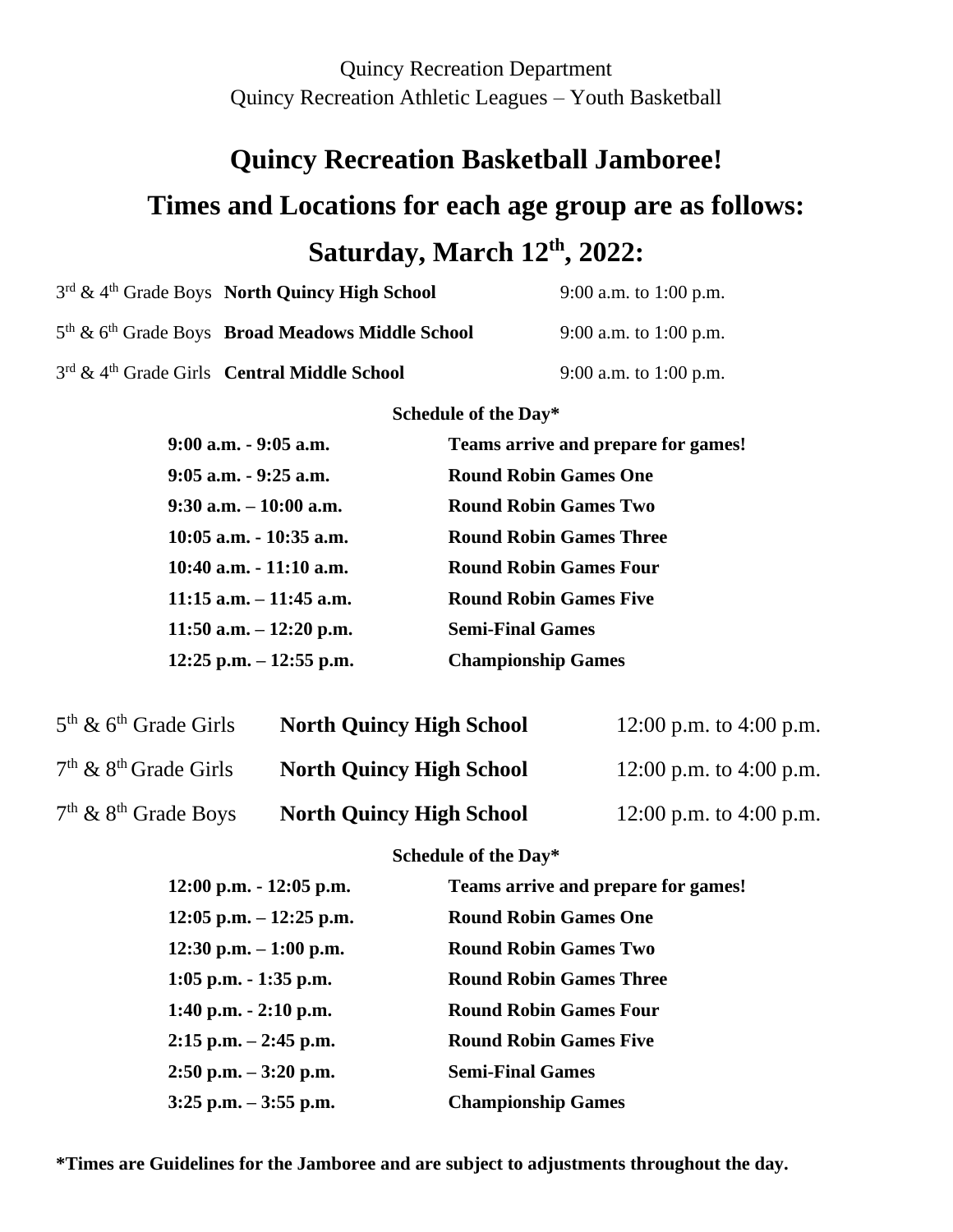Quincy Recreation Department
Quincy Recreation Athletic Leagues – Youth Basketball

# Quincy Recreation Basketball Jamboree!

## Times and Locations for each age group are as follows:

## Saturday, March 12th, 2022:

| | | |
|---|---|---|
| 3rd & 4th Grade Boys | **North Quincy High School** | 9:00 a.m. to 1:00 p.m. |
| 5th & 6th Grade Boys | **Broad Meadows Middle School** | 9:00 a.m. to 1:00 p.m. |
| 3rd & 4th Grade Girls | **Central Middle School** | 9:00 a.m. to 1:00 p.m. |

**Schedule of the Day***

| | |
|---|---|
| **9:00 a.m. - 9:05 a.m.** | **Teams arrive and prepare for games!** |
| **9:05 a.m. - 9:25 a.m.** | **Round Robin Games One** |
| **9:30 a.m. – 10:00 a.m.** | **Round Robin Games Two** |
| **10:05 a.m. - 10:35 a.m.** | **Round Robin Games Three** |
| **10:40 a.m. - 11:10 a.m.** | **Round Robin Games Four** |
| **11:15 a.m. – 11:45 a.m.** | **Round Robin Games Five** |
| **11:50 a.m. – 12:20 p.m.** | **Semi-Final Games** |
| **12:25 p.m. – 12:55 p.m.** | **Championship Games** |

| | | |
|---|---|---|
| 5th & 6th Grade Girls | **North Quincy High School** | 12:00 p.m. to 4:00 p.m. |
| 7th & 8th Grade Girls | **North Quincy High School** | 12:00 p.m. to 4:00 p.m. |
| 7th & 8th Grade Boys | **North Quincy High School** | 12:00 p.m. to 4:00 p.m. |

**Schedule of the Day***

| | |
|---|---|
| **12:00 p.m. - 12:05 p.m.** | **Teams arrive and prepare for games!** |
| **12:05 p.m. – 12:25 p.m.** | **Round Robin Games One** |
| **12:30 p.m. – 1:00 p.m.** | **Round Robin Games Two** |
| **1:05 p.m. - 1:35 p.m.** | **Round Robin Games Three** |
| **1:40 p.m. - 2:10 p.m.** | **Round Robin Games Four** |
| **2:15 p.m. – 2:45 p.m.** | **Round Robin Games Five** |
| **2:50 p.m. – 3:20 p.m.** | **Semi-Final Games** |
| **3:25 p.m. – 3:55 p.m.** | **Championship Games** |

***Times are Guidelines for the Jamboree and are subject to adjustments throughout the day.**